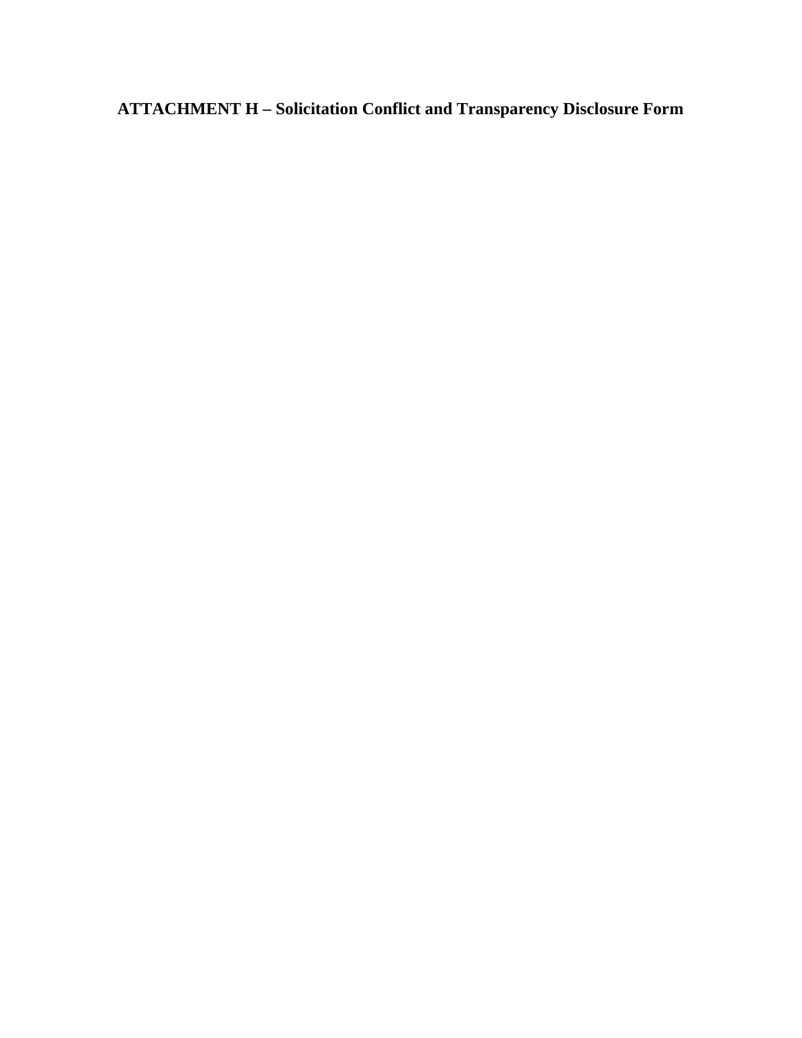# ATTACHMENT H – Solicitation Conflict and Transparency Disclosure Form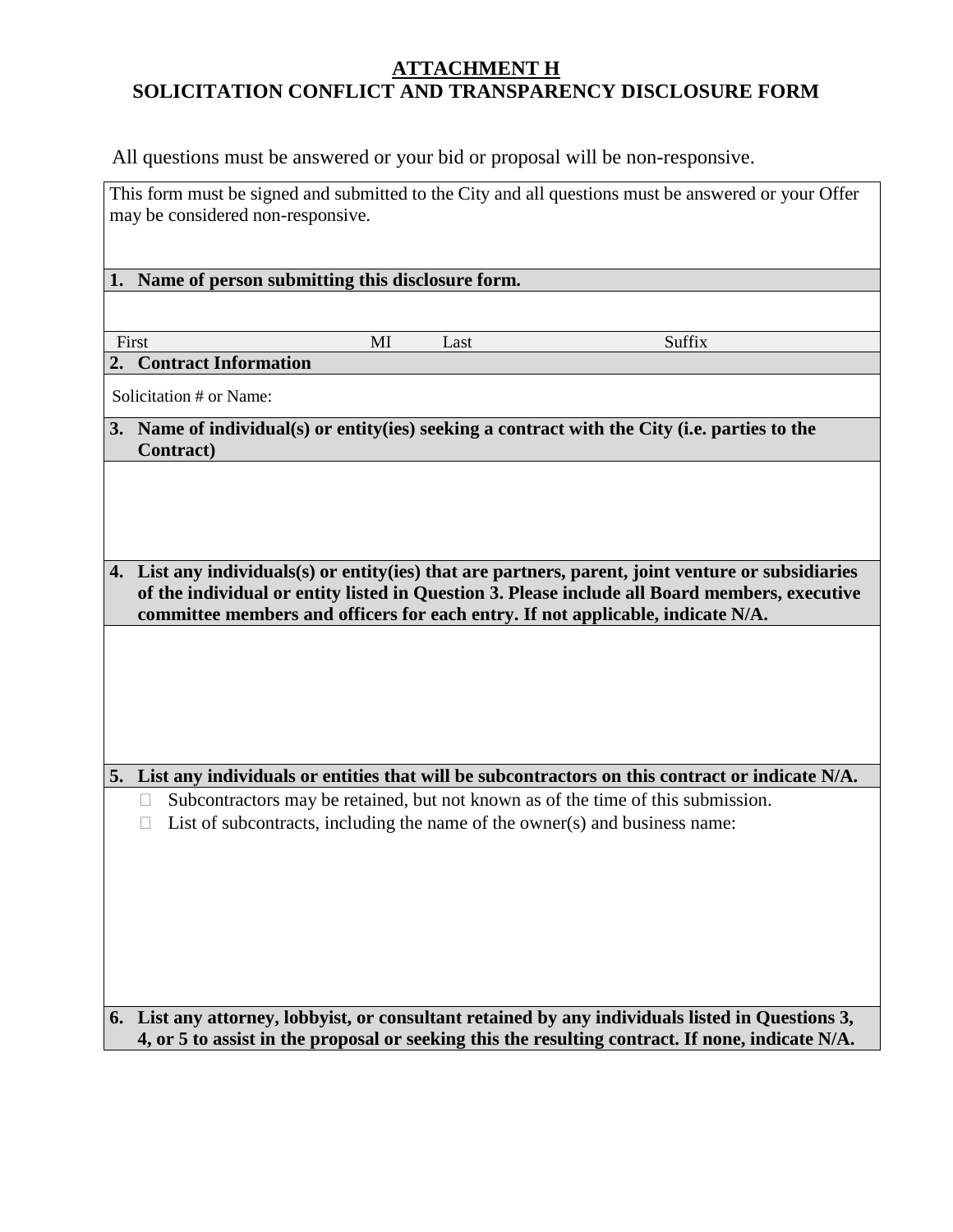# ATTACHMENT H
## SOLICITATION CONFLICT AND TRANSPARENCY DISCLOSURE FORM

All questions must be answered or your bid or proposal will be non-responsive.

This form must be signed and submitted to the City and all questions must be answered or your Offer may be considered non-responsive.

**1. Name of person submitting this disclosure form.**

| First | MI | Last | Suffix |
|---|---|---|---|
| | | | |

**2. Contract Information**

Solicitation # or Name:

**3. Name of individual(s) or entity(ies) seeking a contract with the City (i.e. parties to the Contract)**

**4. List any individuals(s) or entity(ies) that are partners, parent, joint venture or subsidiaries of the individual or entity listed in Question 3. Please include all Board members, executive committee members and officers for each entry. If not applicable, indicate N/A.**

**5. List any individuals or entities that will be subcontractors on this contract or indicate N/A.**

- ☐ Subcontractors may be retained, but not known as of the time of this submission.
- ☐ List of subcontracts, including the name of the owner(s) and business name:

**6. List any attorney, lobbyist, or consultant retained by any individuals listed in Questions 3, 4, or 5 to assist in the proposal or seeking this the resulting contract. If none, indicate N/A.**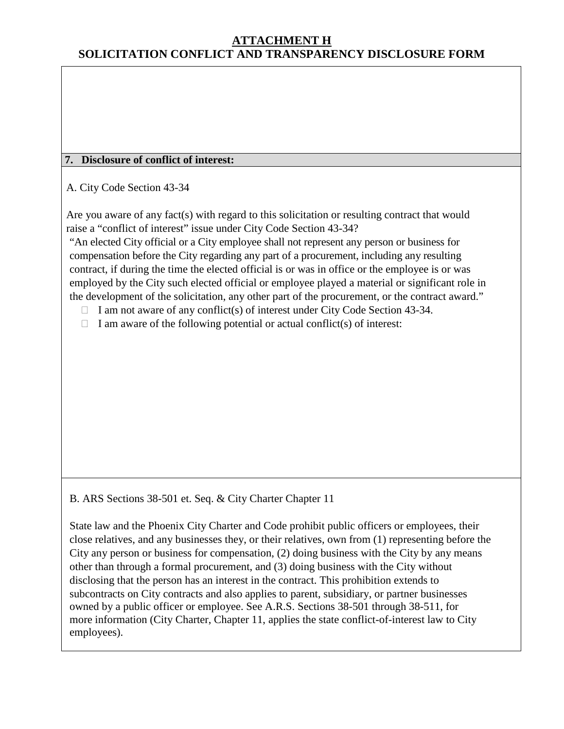# ATTACHMENT H
# SOLICITATION CONFLICT AND TRANSPARENCY DISCLOSURE FORM

**7. Disclosure of conflict of interest:**

A. City Code Section 43-34

Are you aware of any fact(s) with regard to this solicitation or resulting contract that would raise a "conflict of interest" issue under City Code Section 43-34?

"An elected City official or a City employee shall not represent any person or business for compensation before the City regarding any part of a procurement, including any resulting contract, if during the time the elected official is or was in office or the employee is or was employed by the City such elected official or employee played a material or significant role in the development of the solicitation, any other part of the procurement, or the contract award."

- ☐ I am not aware of any conflict(s) of interest under City Code Section 43-34.
- ☐ I am aware of the following potential or actual conflict(s) of interest:

B. ARS Sections 38-501 et. Seq. & City Charter Chapter 11

State law and the Phoenix City Charter and Code prohibit public officers or employees, their close relatives, and any businesses they, or their relatives, own from (1) representing before the City any person or business for compensation, (2) doing business with the City by any means other than through a formal procurement, and (3) doing business with the City without disclosing that the person has an interest in the contract. This prohibition extends to subcontracts on City contracts and also applies to parent, subsidiary, or partner businesses owned by a public officer or employee. See A.R.S. Sections 38-501 through 38-511, for more information (City Charter, Chapter 11, applies the state conflict-of-interest law to City employees).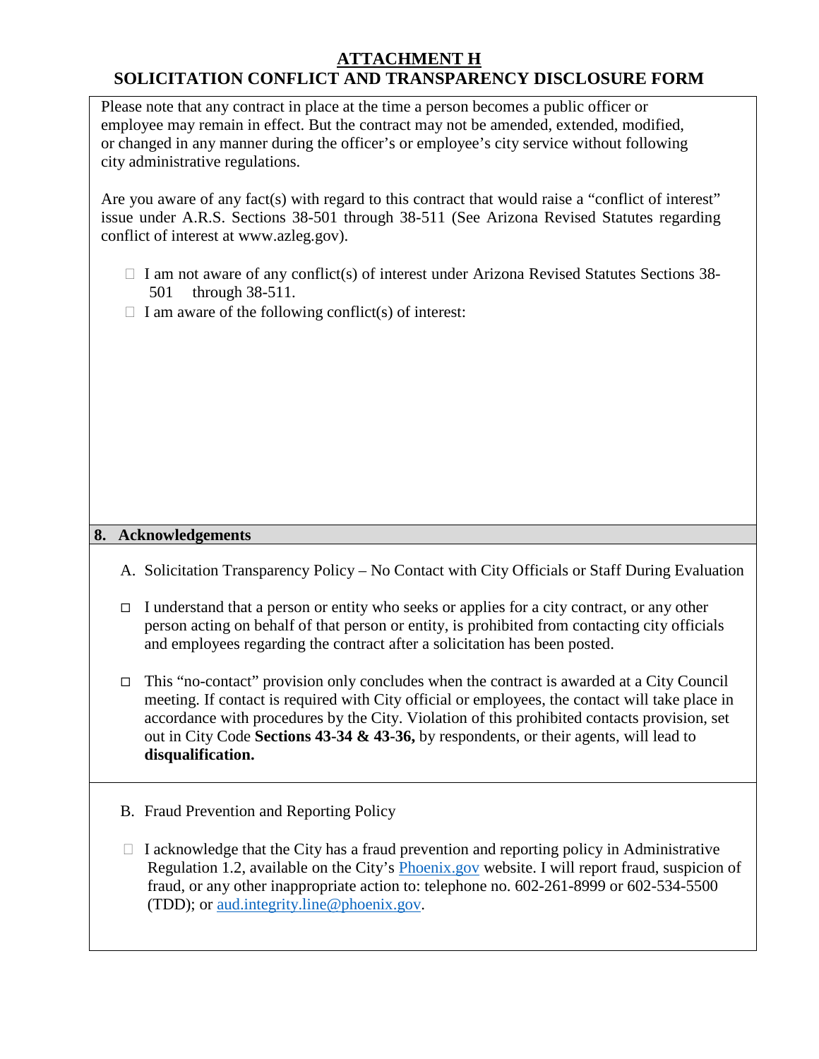# ATTACHMENT H

# SOLICITATION CONFLICT AND TRANSPARENCY DISCLOSURE FORM

Please note that any contract in place at the time a person becomes a public officer or employee may remain in effect. But the contract may not be amended, extended, modified, or changed in any manner during the officer's or employee's city service without following city administrative regulations.

Are you aware of any fact(s) with regard to this contract that would raise a "conflict of interest" issue under A.R.S. Sections 38-501 through 38-511 (See Arizona Revised Statutes regarding conflict of interest at www.azleg.gov).

- ☐ I am not aware of any conflict(s) of interest under Arizona Revised Statutes Sections 38-501 through 38-511.
- ☐ I am aware of the following conflict(s) of interest:

## 8. Acknowledgements

A. Solicitation Transparency Policy – No Contact with City Officials or Staff During Evaluation

- ☐ I understand that a person or entity who seeks or applies for a city contract, or any other person acting on behalf of that person or entity, is prohibited from contacting city officials and employees regarding the contract after a solicitation has been posted.
- ☐ This "no-contact" provision only concludes when the contract is awarded at a City Council meeting. If contact is required with City official or employees, the contact will take place in accordance with procedures by the City. Violation of this prohibited contacts provision, set out in City Code **Sections 43-34 & 43-36,** by respondents, or their agents, will lead to **disqualification.**

B. Fraud Prevention and Reporting Policy

- ☐ I acknowledge that the City has a fraud prevention and reporting policy in Administrative Regulation 1.2, available on the City's [Phoenix.gov](Phoenix.gov) website. I will report fraud, suspicion of fraud, or any other inappropriate action to: telephone no. 602-261-8999 or 602-534-5500 (TDD); or [aud.integrity.line@phoenix.gov](mailto:aud.integrity.line@phoenix.gov).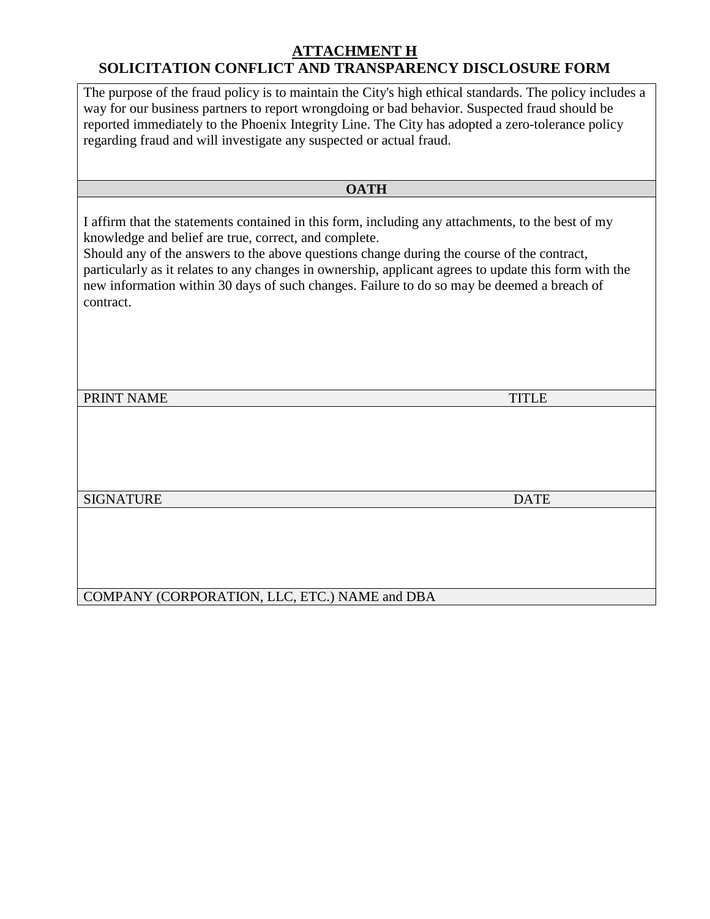# ATTACHMENT H
## SOLICITATION CONFLICT AND TRANSPARENCY DISCLOSURE FORM

The purpose of the fraud policy is to maintain the City's high ethical standards. The policy includes a way for our business partners to report wrongdoing or bad behavior. Suspected fraud should be reported immediately to the Phoenix Integrity Line. The City has adopted a zero-tolerance policy regarding fraud and will investigate any suspected or actual fraud.

**OATH**

I affirm that the statements contained in this form, including any attachments, to the best of my knowledge and belief are true, correct, and complete.

Should any of the answers to the above questions change during the course of the contract, particularly as it relates to any changes in ownership, applicant agrees to update this form with the new information within 30 days of such changes. Failure to do so may be deemed a breach of contract.

| | |
|---|---|
| PRINT NAME | TITLE |
| | |
| SIGNATURE | DATE |
| | |
| COMPANY (CORPORATION, LLC, ETC.) NAME and DBA | |